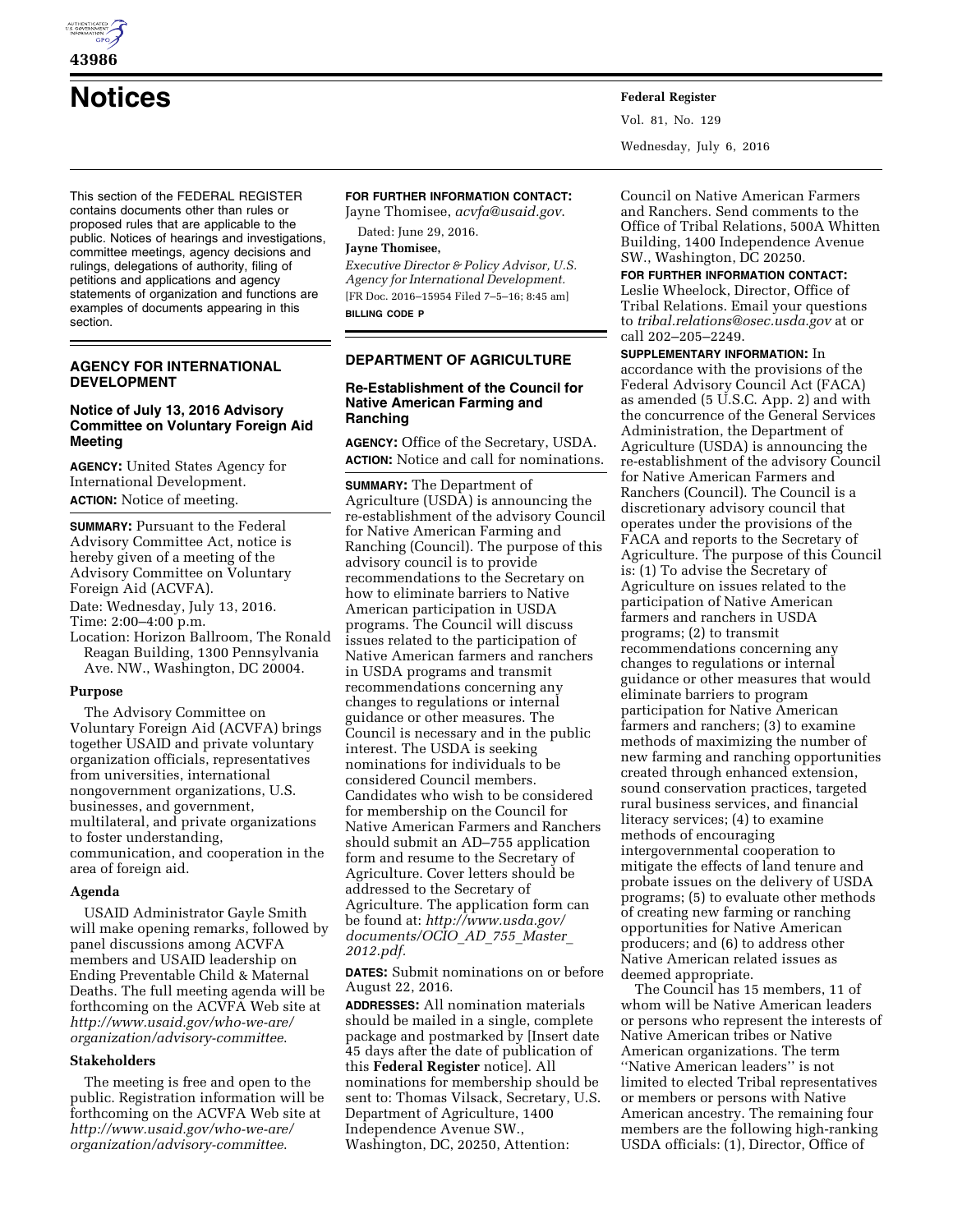# Notices

This section of the FEDERAL REGISTER contains documents other than rules or proposed rules that are applicable to the public. Notices of hearings and investigations, committee meetings, agency decisions and rulings, delegations of authority, filing of petitions and applications and agency statements of organization and functions are examples of documents appearing in this section.

## AGENCY FOR INTERNATIONAL DEVELOPMENT

### Notice of July 13, 2016 Advisory Committee on Voluntary Foreign Aid Meeting

**AGENCY:** United States Agency for International Development.

**ACTION:** Notice of meeting.

**SUMMARY:** Pursuant to the Federal Advisory Committee Act, notice is hereby given of a meeting of the Advisory Committee on Voluntary Foreign Aid (ACVFA).

Date: Wednesday, July 13, 2016.

Time: 2:00–4:00 p.m.

Location: Horizon Ballroom, The Ronald Reagan Building, 1300 Pennsylvania Ave. NW., Washington, DC 20004.

#### Purpose

The Advisory Committee on Voluntary Foreign Aid (ACVFA) brings together USAID and private voluntary organization officials, representatives from universities, international nongovernment organizations, U.S. businesses, and government, multilateral, and private organizations to foster understanding, communication, and cooperation in the area of foreign aid.

#### Agenda

USAID Administrator Gayle Smith will make opening remarks, followed by panel discussions among ACVFA members and USAID leadership on Ending Preventable Child & Maternal Deaths. The full meeting agenda will be forthcoming on the ACVFA Web site at *http://www.usaid.gov/who-we-are/organization/advisory-committee*.

#### Stakeholders

The meeting is free and open to the public. Registration information will be forthcoming on the ACVFA Web site at *http://www.usaid.gov/who-we-are/organization/advisory-committee*.

**FOR FURTHER INFORMATION CONTACT:** Jayne Thomisee, *acvfa@usaid.gov*.

Dated: June 29, 2016.

**Jayne Thomisee,**

*Executive Director & Policy Advisor, U.S. Agency for International Development.*

[FR Doc. 2016–15954 Filed 7–5–16; 8:45 am]

**BILLING CODE P**

## DEPARTMENT OF AGRICULTURE

### Re-Establishment of the Council for Native American Farming and Ranching

**AGENCY:** Office of the Secretary, USDA.

**ACTION:** Notice and call for nominations.

**SUMMARY:** The Department of Agriculture (USDA) is announcing the re-establishment of the advisory Council for Native American Farming and Ranching (Council). The purpose of this advisory council is to provide recommendations to the Secretary on how to eliminate barriers to Native American participation in USDA programs. The Council will discuss issues related to the participation of Native American farmers and ranchers in USDA programs and transmit recommendations concerning any changes to regulations or internal guidance or other measures. The Council is necessary and in the public interest. The USDA is seeking nominations for individuals to be considered Council members. Candidates who wish to be considered for membership on the Council for Native American Farmers and Ranchers should submit an AD–755 application form and resume to the Secretary of Agriculture. Cover letters should be addressed to the Secretary of Agriculture. The application form can be found at: *http://www.usda.gov/documents/OCIO_AD_755_Master_2012.pdf*.

**DATES:** Submit nominations on or before August 22, 2016.

**ADDRESSES:** All nomination materials should be mailed in a single, complete package and postmarked by [Insert date 45 days after the date of publication of this **Federal Register** notice]. All nominations for membership should be sent to: Thomas Vilsack, Secretary, U.S. Department of Agriculture, 1400 Independence Avenue SW., Washington, DC, 20250, Attention: Council on Native American Farmers and Ranchers. Send comments to the Office of Tribal Relations, 500A Whitten Building, 1400 Independence Avenue SW., Washington, DC 20250.

**FOR FURTHER INFORMATION CONTACT:** Leslie Wheelock, Director, Office of Tribal Relations. Email your questions to *tribal.relations@osec.usda.gov* at or call 202–205–2249.

**SUPPLEMENTARY INFORMATION:** In accordance with the provisions of the Federal Advisory Council Act (FACA) as amended (5 U.S.C. App. 2) and with the concurrence of the General Services Administration, the Department of Agriculture (USDA) is announcing the re-establishment of the advisory Council for Native American Farmers and Ranchers (Council). The Council is a discretionary advisory council that operates under the provisions of the FACA and reports to the Secretary of Agriculture. The purpose of this Council is: (1) To advise the Secretary of Agriculture on issues related to the participation of Native American farmers and ranchers in USDA programs; (2) to transmit recommendations concerning any changes to regulations or internal guidance or other measures that would eliminate barriers to program participation for Native American farmers and ranchers; (3) to examine methods of maximizing the number of new farming and ranching opportunities created through enhanced extension, sound conservation practices, targeted rural business services, and financial literacy services; (4) to examine methods of encouraging intergovernmental cooperation to mitigate the effects of land tenure and probate issues on the delivery of USDA programs; (5) to evaluate other methods of creating new farming or ranching opportunities for Native American producers; and (6) to address other Native American related issues as deemed appropriate.

The Council has 15 members, 11 of whom will be Native American leaders or persons who represent the interests of Native American tribes or Native American organizations. The term ''Native American leaders'' is not limited to elected Tribal representatives or members or persons with Native American ancestry. The remaining four members are the following high-ranking USDA officials: (1), Director, Office of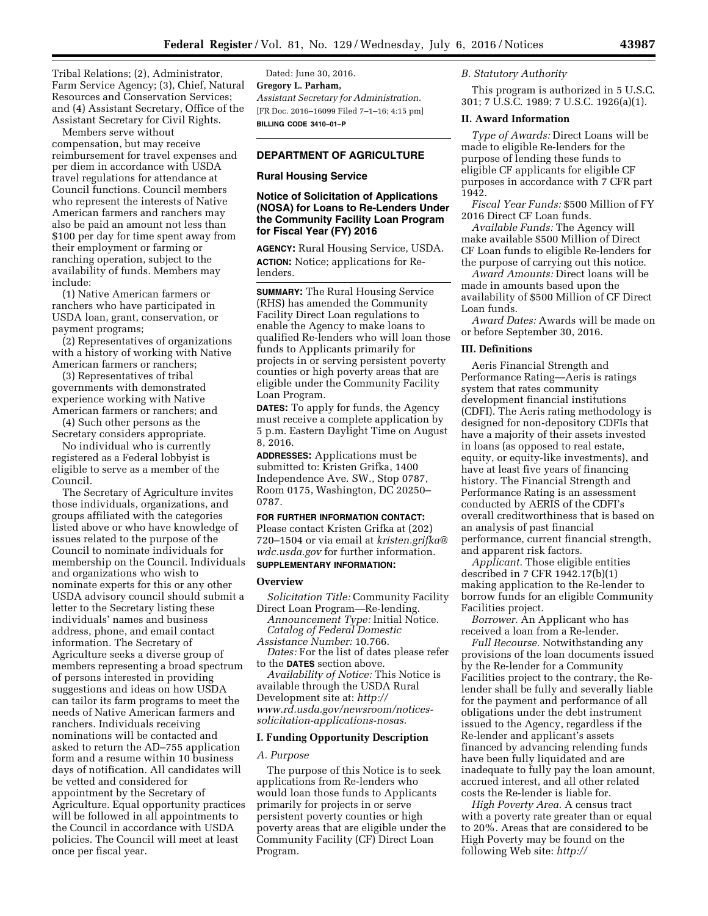Tribal Relations; (2), Administrator, Farm Service Agency; (3), Chief, Natural Resources and Conservation Services; and (4) Assistant Secretary, Office of the Assistant Secretary for Civil Rights.

Members serve without compensation, but may receive reimbursement for travel expenses and per diem in accordance with USDA travel regulations for attendance at Council functions. Council members who represent the interests of Native American farmers and ranchers may also be paid an amount not less than $100 per day for time spent away from their employment or farming or ranching operation, subject to the availability of funds. Members may include:

(1) Native American farmers or ranchers who have participated in USDA loan, grant, conservation, or payment programs;

(2) Representatives of organizations with a history of working with Native American farmers or ranchers;

(3) Representatives of tribal governments with demonstrated experience working with Native American farmers or ranchers; and

(4) Such other persons as the Secretary considers appropriate.

No individual who is currently registered as a Federal lobbyist is eligible to serve as a member of the Council.

The Secretary of Agriculture invites those individuals, organizations, and groups affiliated with the categories listed above or who have knowledge of issues related to the purpose of the Council to nominate individuals for membership on the Council. Individuals and organizations who wish to nominate experts for this or any other USDA advisory council should submit a letter to the Secretary listing these individuals' names and business address, phone, and email contact information. The Secretary of Agriculture seeks a diverse group of members representing a broad spectrum of persons interested in providing suggestions and ideas on how USDA can tailor its farm programs to meet the needs of Native American farmers and ranchers. Individuals receiving nominations will be contacted and asked to return the AD–755 application form and a resume within 10 business days of notification. All candidates will be vetted and considered for appointment by the Secretary of Agriculture. Equal opportunity practices will be followed in all appointments to the Council in accordance with USDA policies. The Council will meet at least once per fiscal year.

Dated: June 30, 2016.

**Gregory L. Parham,**

*Assistant Secretary for Administration.*

[FR Doc. 2016–16099 Filed 7–1–16; 4:15 pm]

**BILLING CODE 3410–01–P**

## DEPARTMENT OF AGRICULTURE

### Rural Housing Service

### Notice of Solicitation of Applications (NOSA) for Loans to Re-Lenders Under the Community Facility Loan Program for Fiscal Year (FY) 2016

**AGENCY:** Rural Housing Service, USDA.

**ACTION:** Notice; applications for Re-lenders.

**SUMMARY:** The Rural Housing Service (RHS) has amended the Community Facility Direct Loan regulations to enable the Agency to make loans to qualified Re-lenders who will loan those funds to Applicants primarily for projects in or serving persistent poverty counties or high poverty areas that are eligible under the Community Facility Loan Program.

**DATES:** To apply for funds, the Agency must receive a complete application by 5 p.m. Eastern Daylight Time on August 8, 2016.

**ADDRESSES:** Applications must be submitted to: Kristen Grifka, 1400 Independence Ave. SW., Stop 0787, Room 0175, Washington, DC 20250–0787.

**FOR FURTHER INFORMATION CONTACT:** Please contact Kristen Grifka at (202) 720–1504 or via email at *kristen.grifka@wdc.usda.gov* for further information.

**SUPPLEMENTARY INFORMATION:**

#### Overview

*Solicitation Title:* Community Facility Direct Loan Program—Re-lending.

*Announcement Type:* Initial Notice.

*Catalog of Federal Domestic Assistance Number:* 10.766.

*Dates:* For the list of dates please refer to the **DATES** section above.

*Availability of Notice:* This Notice is available through the USDA Rural Development site at: *http://www.rd.usda.gov/newsroom/notices-solicitation-applications-nosas.*

#### I. Funding Opportunity Description

*A. Purpose*

The purpose of this Notice is to seek applications from Re-lenders who would loan those funds to Applicants primarily for projects in or serve persistent poverty counties or high poverty areas that are eligible under the Community Facility (CF) Direct Loan Program.

*B. Statutory Authority*

This program is authorized in 5 U.S.C. 301; 7 U.S.C. 1989; 7 U.S.C. 1926(a)(1).

#### II. Award Information

*Type of Awards:* Direct Loans will be made to eligible Re-lenders for the purpose of lending these funds to eligible CF applicants for eligible CF purposes in accordance with 7 CFR part 1942.

*Fiscal Year Funds:* $500 Million of FY 2016 Direct CF Loan funds.

*Available Funds:* The Agency will make available $500 Million of Direct CF Loan funds to eligible Re-lenders for the purpose of carrying out this notice.

*Award Amounts:* Direct loans will be made in amounts based upon the availability of $500 Million of CF Direct Loan funds.

*Award Dates:* Awards will be made on or before September 30, 2016.

#### III. Definitions

Aeris Financial Strength and Performance Rating—Aeris is ratings system that rates community development financial institutions (CDFI). The Aeris rating methodology is designed for non-depository CDFIs that have a majority of their assets invested in loans (as opposed to real estate, equity, or equity-like investments), and have at least five years of financing history. The Financial Strength and Performance Rating is an assessment conducted by AERIS of the CDFI's overall creditworthiness that is based on an analysis of past financial performance, current financial strength, and apparent risk factors.

*Applicant.* Those eligible entities described in 7 CFR 1942.17(b)(1) making application to the Re-lender to borrow funds for an eligible Community Facilities project.

*Borrower.* An Applicant who has received a loan from a Re-lender.

*Full Recourse.* Notwithstanding any provisions of the loan documents issued by the Re-lender for a Community Facilities project to the contrary, the Re-lender shall be fully and severally liable for the payment and performance of all obligations under the debt instrument issued to the Agency, regardless if the Re-lender and applicant's assets financed by advancing relending funds have been fully liquidated and are inadequate to fully pay the loan amount, accrued interest, and all other related costs the Re-lender is liable for.

*High Poverty Area.* A census tract with a poverty rate greater than or equal to 20%. Areas that are considered to be High Poverty may be found on the following Web site: *http://*